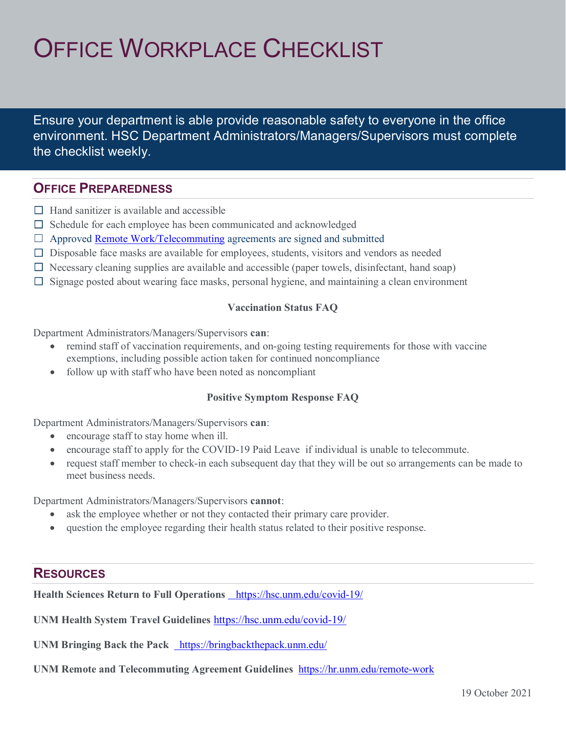# Office Workplace Checklist

Ensure your department is able provide reasonable safety to everyone in the office environment. HSC Department Administrators/Managers/Supervisors must complete the checklist weekly.

## Office Preparedness

- ☐ Hand sanitizer is available and accessible
- ☐ Schedule for each employee has been communicated and acknowledged
- ☐ Approved [Remote Work/Telecommuting](https://hr.unm.edu/remote-work) agreements are signed and submitted
- ☐ Disposable face masks are available for employees, students, visitors and vendors as needed
- ☐ Necessary cleaning supplies are available and accessible (paper towels, disinfectant, hand soap)
- ☐ Signage posted about wearing face masks, personal hygiene, and maintaining a clean environment

### Vaccination Status FAQ

Department Administrators/Managers/Supervisors **can**:

- remind staff of vaccination requirements, and on-going testing requirements for those with vaccine exemptions, including possible action taken for continued noncompliance
- follow up with staff who have been noted as noncompliant

### Positive Symptom Response FAQ

Department Administrators/Managers/Supervisors **can**:

- encourage staff to stay home when ill.
- encourage staff to apply for the COVID-19 Paid Leave if individual is unable to telecommute.
- request staff member to check-in each subsequent day that they will be out so arrangements can be made to meet business needs.

Department Administrators/Managers/Supervisors **cannot**:

- ask the employee whether or not they contacted their primary care provider.
- question the employee regarding their health status related to their positive response.

## Resources

**Health Sciences Return to Full Operations** https://hsc.unm.edu/covid-19/

**UNM Health System Travel Guidelines** https://hsc.unm.edu/covid-19/

**UNM Bringing Back the Pack** https://bringbackthepack.unm.edu/

**UNM Remote and Telecommuting Agreement Guidelines** https://hr.unm.edu/remote-work

19 October 2021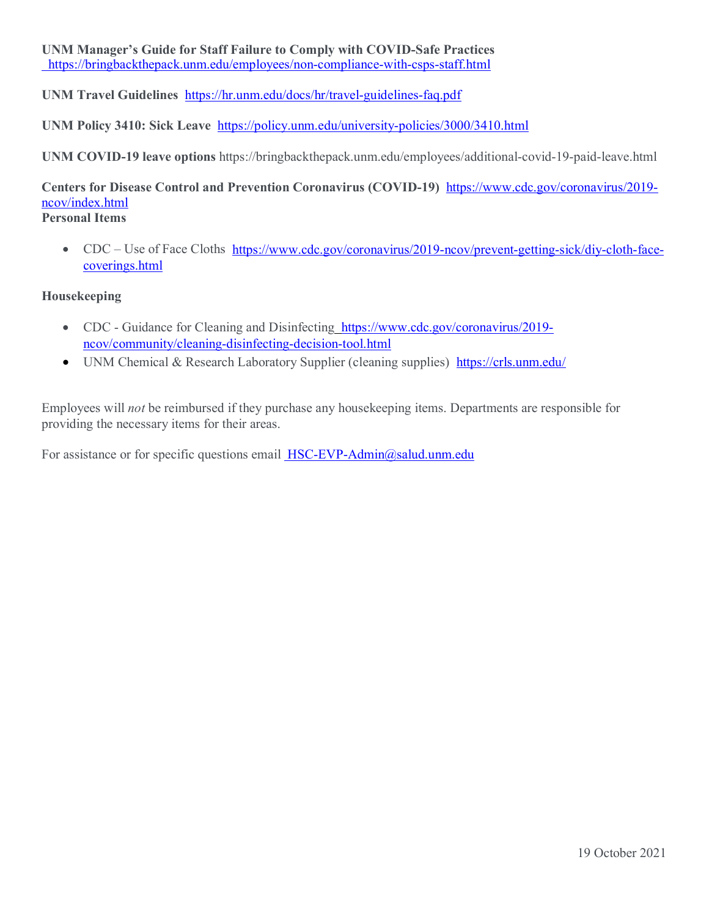**UNM Manager's Guide for Staff Failure to Comply with COVID-Safe Practices** https://bringbackthepack.unm.edu/employees/non-compliance-with-csps-staff.html

**UNM Travel Guidelines** https://hr.unm.edu/docs/hr/travel-guidelines-faq.pdf

**UNM Policy 3410: Sick Leave** https://policy.unm.edu/university-policies/3000/3410.html

**UNM COVID-19 leave options** https://bringbackthepack.unm.edu/employees/additional-covid-19-paid-leave.html

**Centers for Disease Control and Prevention Coronavirus (COVID-19)** https://www.cdc.gov/coronavirus/2019-ncov/index.html

**Personal Items**

- CDC – Use of Face Cloths https://www.cdc.gov/coronavirus/2019-ncov/prevent-getting-sick/diy-cloth-face-coverings.html

**Housekeeping**

- CDC - Guidance for Cleaning and Disinfecting https://www.cdc.gov/coronavirus/2019-ncov/community/cleaning-disinfecting-decision-tool.html
- UNM Chemical & Research Laboratory Supplier (cleaning supplies) https://crls.unm.edu/

Employees will *not* be reimbursed if they purchase any housekeeping items. Departments are responsible for providing the necessary items for their areas.

For assistance or for specific questions email HSC-EVP-Admin@salud.unm.edu

19 October 2021